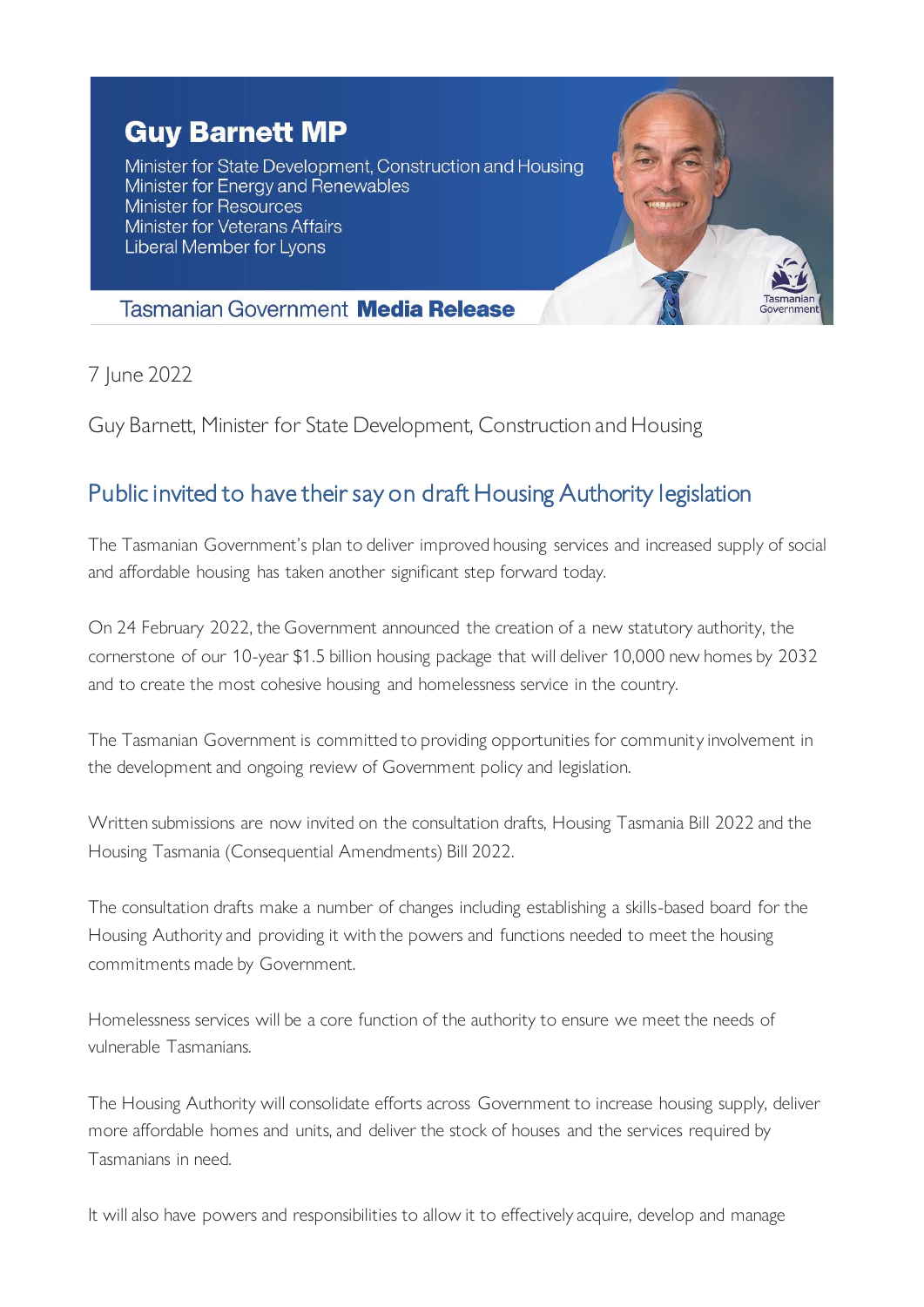**Guy Barnett MP**

Minister for State Development, Construction and Housing
Minister for Energy and Renewables
Minister for Resources
Minister for Veterans Affairs
Liberal Member for Lyons

Tasmanian Government **Media Release**

7 June 2022

Guy Barnett, Minister for State Development, Construction and Housing

## Public invited to have their say on draft Housing Authority legislation

The Tasmanian Government's plan to deliver improved housing services and increased supply of social and affordable housing has taken another significant step forward today.

On 24 February 2022, the Government announced the creation of a new statutory authority, the cornerstone of our 10-year $1.5 billion housing package that will deliver 10,000 new homes by 2032 and to create the most cohesive housing and homelessness service in the country.

The Tasmanian Government is committed to providing opportunities for community involvement in the development and ongoing review of Government policy and legislation.

Written submissions are now invited on the consultation drafts, Housing Tasmania Bill 2022 and the Housing Tasmania (Consequential Amendments) Bill 2022.

The consultation drafts make a number of changes including establishing a skills-based board for the Housing Authority and providing it with the powers and functions needed to meet the housing commitments made by Government.

Homelessness services will be a core function of the authority to ensure we meet the needs of vulnerable Tasmanians.

The Housing Authority will consolidate efforts across Government to increase housing supply, deliver more affordable homes and units, and deliver the stock of houses and the services required by Tasmanians in need.

It will also have powers and responsibilities to allow it to effectively acquire, develop and manage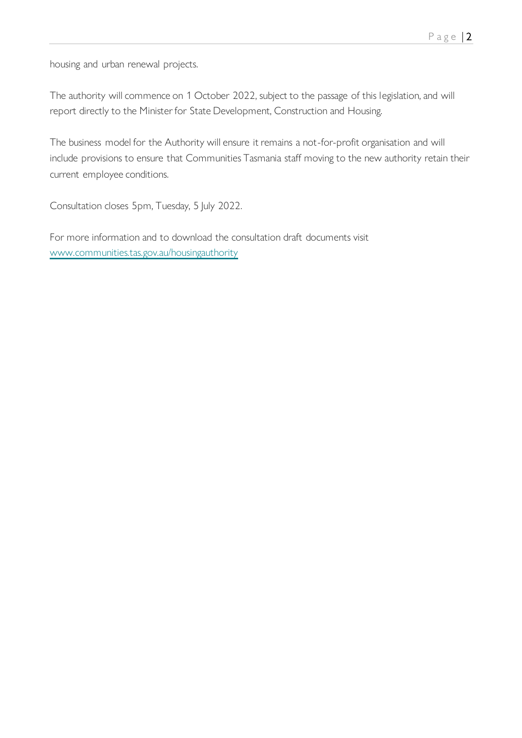housing and urban renewal projects.

The authority will commence on 1 October 2022, subject to the passage of this legislation, and will report directly to the Minister for State Development, Construction and Housing.

The business model for the Authority will ensure it remains a not-for-profit organisation and will include provisions to ensure that Communities Tasmania staff moving to the new authority retain their current employee conditions.

Consultation closes 5pm, Tuesday, 5 July 2022.

For more information and to download the consultation draft documents visit [www.communities.tas.gov.au/housingauthority](http://www.communities.tas.gov.au/housingauthority)